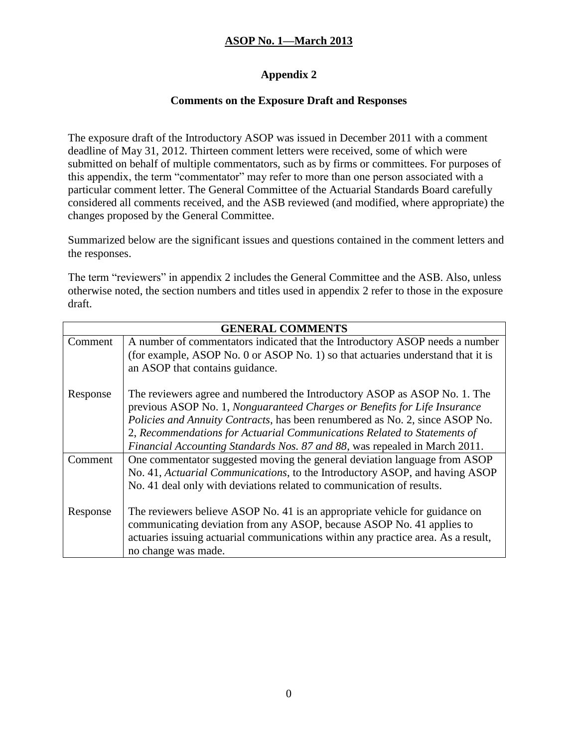## ASOP No. 1—March 2013

### Appendix 2

### Comments on the Exposure Draft and Responses

The exposure draft of the Introductory ASOP was issued in December 2011 with a comment deadline of May 31, 2012. Thirteen comment letters were received, some of which were submitted on behalf of multiple commentators, such as by firms or committees. For purposes of this appendix, the term "commentator" may refer to more than one person associated with a particular comment letter. The General Committee of the Actuarial Standards Board carefully considered all comments received, and the ASB reviewed (and modified, where appropriate) the changes proposed by the General Committee.

Summarized below are the significant issues and questions contained in the comment letters and the responses.

The term "reviewers" in appendix 2 includes the General Committee and the ASB. Also, unless otherwise noted, the section numbers and titles used in appendix 2 refer to those in the exposure draft.

| GENERAL COMMENTS | |
|---|---|
| Comment | A number of commentators indicated that the Introductory ASOP needs a number (for example, ASOP No. 0 or ASOP No. 1) so that actuaries understand that it is an ASOP that contains guidance. |
| Response | The reviewers agree and numbered the Introductory ASOP as ASOP No. 1. The previous ASOP No. 1, *Nonguaranteed Charges or Benefits for Life Insurance Policies and Annuity Contracts*, has been renumbered as No. 2, since ASOP No. 2, *Recommendations for Actuarial Communications Related to Statements of Financial Accounting Standards Nos. 87 and 88*, was repealed in March 2011. |
| Comment | One commentator suggested moving the general deviation language from ASOP No. 41, *Actuarial Communications*, to the Introductory ASOP, and having ASOP No. 41 deal only with deviations related to communication of results. |
| Response | The reviewers believe ASOP No. 41 is an appropriate vehicle for guidance on communicating deviation from any ASOP, because ASOP No. 41 applies to actuaries issuing actuarial communications within any practice area. As a result, no change was made. |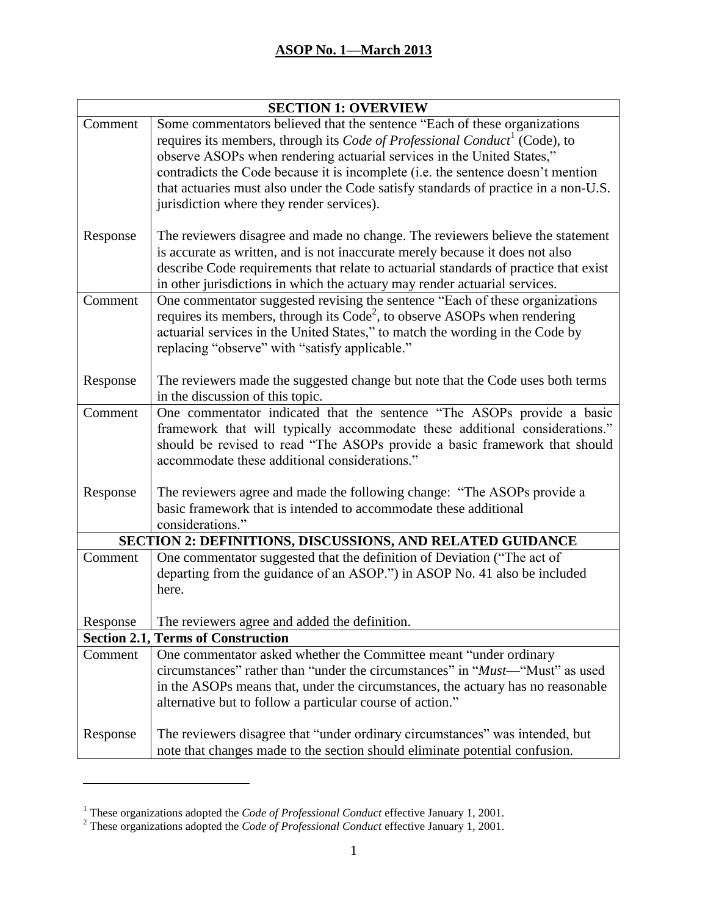## ASOP No. 1—March 2013

| **SECTION 1: OVERVIEW** | |
|---|---|
| Comment | Some commentators believed that the sentence "Each of these organizations requires its members, through its *Code of Professional Conduct*[1] (Code), to observe ASOPs when rendering actuarial services in the United States," contradicts the Code because it is incomplete (i.e. the sentence doesn't mention that actuaries must also under the Code satisfy standards of practice in a non-U.S. jurisdiction where they render services). |
| Response | The reviewers disagree and made no change. The reviewers believe the statement is accurate as written, and is not inaccurate merely because it does not also describe Code requirements that relate to actuarial standards of practice that exist in other jurisdictions in which the actuary may render actuarial services. |
| Comment | One commentator suggested revising the sentence "Each of these organizations requires its members, through its Code[2], to observe ASOPs when rendering actuarial services in the United States," to match the wording in the Code by replacing "observe" with "satisfy applicable." |
| Response | The reviewers made the suggested change but note that the Code uses both terms in the discussion of this topic. |
| Comment | One commentator indicated that the sentence "The ASOPs provide a basic framework that will typically accommodate these additional considerations." should be revised to read "The ASOPs provide a basic framework that should accommodate these additional considerations." |
| Response | The reviewers agree and made the following change: "The ASOPs provide a basic framework that is intended to accommodate these additional considerations." |
| **SECTION 2: DEFINITIONS, DISCUSSIONS, AND RELATED GUIDANCE** | |
| Comment | One commentator suggested that the definition of Deviation ("The act of departing from the guidance of an ASOP.") in ASOP No. 41 also be included here. |
| Response | The reviewers agree and added the definition. |
| **Section 2.1, Terms of Construction** | |
| Comment | One commentator asked whether the Committee meant "under ordinary circumstances" rather than "under the circumstances" in "*Must*—"Must" as used in the ASOPs means that, under the circumstances, the actuary has no reasonable alternative but to follow a particular course of action." |
| Response | The reviewers disagree that "under ordinary circumstances" was intended, but note that changes made to the section should eliminate potential confusion. |

[1] These organizations adopted the *Code of Professional Conduct* effective January 1, 2001.

[2] These organizations adopted the *Code of Professional Conduct* effective January 1, 2001.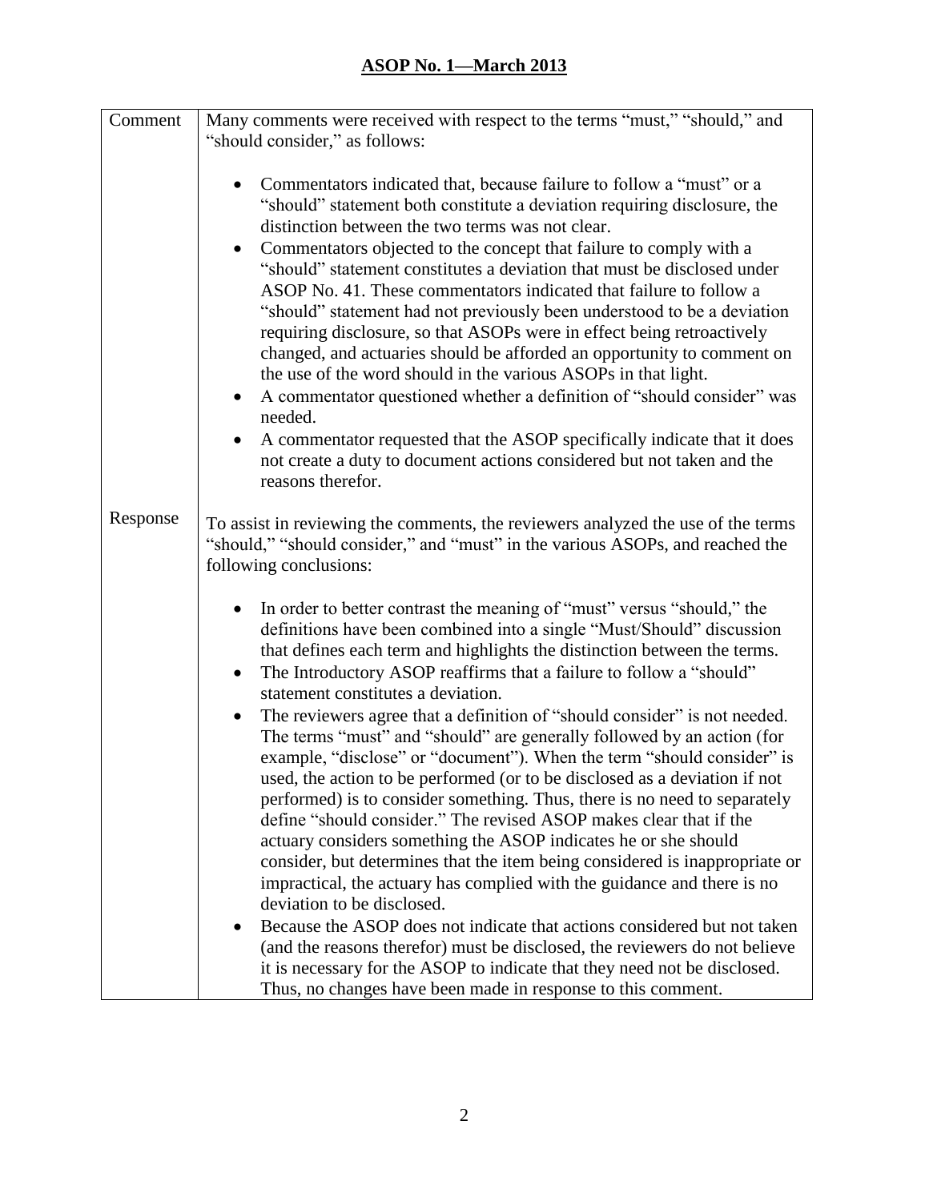| | |
|---|---|
| Comment | Many comments were received with respect to the terms "must," "should," and "should consider," as follows:<br><br>• Commentators indicated that, because failure to follow a "must" or a "should" statement both constitute a deviation requiring disclosure, the distinction between the two terms was not clear.<br>• Commentators objected to the concept that failure to comply with a "should" statement constitutes a deviation that must be disclosed under ASOP No. 41. These commentators indicated that failure to follow a "should" statement had not previously been understood to be a deviation requiring disclosure, so that ASOPs were in effect being retroactively changed, and actuaries should be afforded an opportunity to comment on the use of the word should in the various ASOPs in that light.<br>• A commentator questioned whether a definition of "should consider" was needed.<br>• A commentator requested that the ASOP specifically indicate that it does not create a duty to document actions considered but not taken and the reasons therefor. |
| Response | To assist in reviewing the comments, the reviewers analyzed the use of the terms "should," "should consider," and "must" in the various ASOPs, and reached the following conclusions:<br><br>• In order to better contrast the meaning of "must" versus "should," the definitions have been combined into a single "Must/Should" discussion that defines each term and highlights the distinction between the terms.<br>• The Introductory ASOP reaffirms that a failure to follow a "should" statement constitutes a deviation.<br>• The reviewers agree that a definition of "should consider" is not needed. The terms "must" and "should" are generally followed by an action (for example, "disclose" or "document"). When the term "should consider" is used, the action to be performed (or to be disclosed as a deviation if not performed) is to consider something. Thus, there is no need to separately define "should consider." The revised ASOP makes clear that if the actuary considers something the ASOP indicates he or she should consider, but determines that the item being considered is inappropriate or impractical, the actuary has complied with the guidance and there is no deviation to be disclosed.<br>• Because the ASOP does not indicate that actions considered but not taken (and the reasons therefor) must be disclosed, the reviewers do not believe it is necessary for the ASOP to indicate that they need not be disclosed. Thus, no changes have been made in response to this comment. |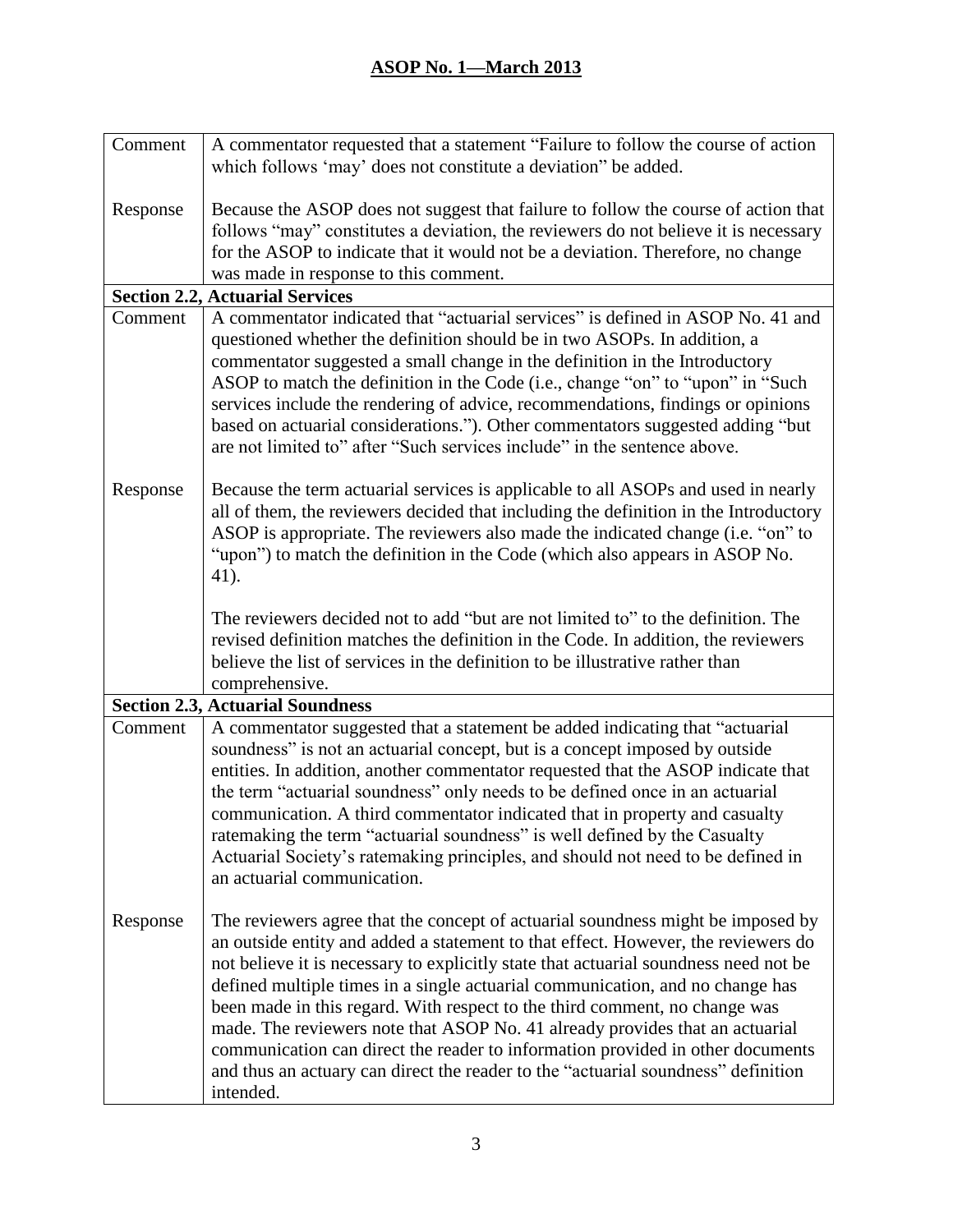| | |
|---|---|
| Comment | A commentator requested that a statement "Failure to follow the course of action which follows 'may' does not constitute a deviation" be added. |
| Response | Because the ASOP does not suggest that failure to follow the course of action that follows "may" constitutes a deviation, the reviewers do not believe it is necessary for the ASOP to indicate that it would not be a deviation. Therefore, no change was made in response to this comment. |
| **Section 2.2, Actuarial Services** | |
| Comment | A commentator indicated that "actuarial services" is defined in ASOP No. 41 and questioned whether the definition should be in two ASOPs. In addition, a commentator suggested a small change in the definition in the Introductory ASOP to match the definition in the Code (i.e., change "on" to "upon" in "Such services include the rendering of advice, recommendations, findings or opinions based on actuarial considerations."). Other commentators suggested adding "but are not limited to" after "Such services include" in the sentence above. |
| Response | Because the term actuarial services is applicable to all ASOPs and used in nearly all of them, the reviewers decided that including the definition in the Introductory ASOP is appropriate. The reviewers also made the indicated change (i.e. "on" to "upon") to match the definition in the Code (which also appears in ASOP No. 41).<br><br>The reviewers decided not to add "but are not limited to" to the definition. The revised definition matches the definition in the Code. In addition, the reviewers believe the list of services in the definition to be illustrative rather than comprehensive. |
| **Section 2.3, Actuarial Soundness** | |
| Comment | A commentator suggested that a statement be added indicating that "actuarial soundness" is not an actuarial concept, but is a concept imposed by outside entities. In addition, another commentator requested that the ASOP indicate that the term "actuarial soundness" only needs to be defined once in an actuarial communication. A third commentator indicated that in property and casualty ratemaking the term "actuarial soundness" is well defined by the Casualty Actuarial Society's ratemaking principles, and should not need to be defined in an actuarial communication. |
| Response | The reviewers agree that the concept of actuarial soundness might be imposed by an outside entity and added a statement to that effect. However, the reviewers do not believe it is necessary to explicitly state that actuarial soundness need not be defined multiple times in a single actuarial communication, and no change has been made in this regard. With respect to the third comment, no change was made. The reviewers note that ASOP No. 41 already provides that an actuarial communication can direct the reader to information provided in other documents and thus an actuary can direct the reader to the "actuarial soundness" definition intended. |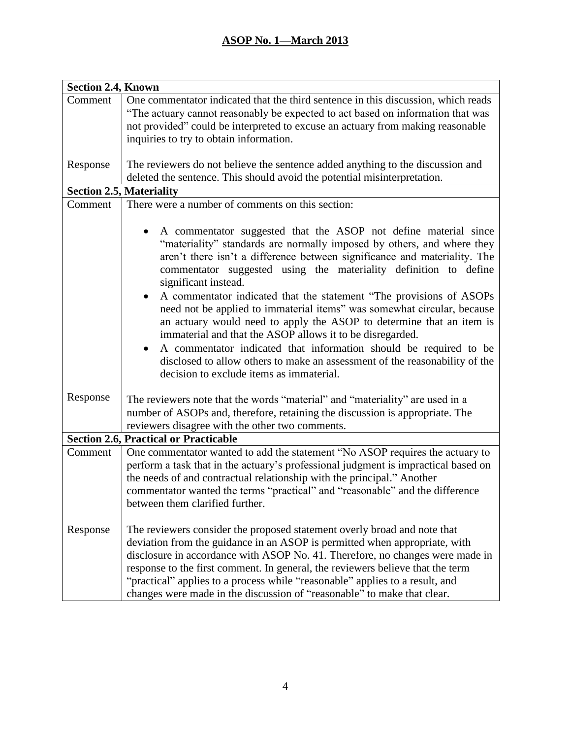| **Section 2.4, Known** | |
|---|---|
| Comment | One commentator indicated that the third sentence in this discussion, which reads "The actuary cannot reasonably be expected to act based on information that was not provided" could be interpreted to excuse an actuary from making reasonable inquiries to try to obtain information. |
| Response | The reviewers do not believe the sentence added anything to the discussion and deleted the sentence. This should avoid the potential misinterpretation. |
| **Section 2.5, Materiality** | |
| Comment | There were a number of comments on this section: <br><br> • A commentator suggested that the ASOP not define material since "materiality" standards are normally imposed by others, and where they aren't there isn't a difference between significance and materiality. The commentator suggested using the materiality definition to define significant instead. <br> • A commentator indicated that the statement "The provisions of ASOPs need not be applied to immaterial items" was somewhat circular, because an actuary would need to apply the ASOP to determine that an item is immaterial and that the ASOP allows it to be disregarded. <br> • A commentator indicated that information should be required to be disclosed to allow others to make an assessment of the reasonability of the decision to exclude items as immaterial. |
| Response | The reviewers note that the words "material" and "materiality" are used in a number of ASOPs and, therefore, retaining the discussion is appropriate. The reviewers disagree with the other two comments. |
| **Section 2.6, Practical or Practicable** | |
| Comment | One commentator wanted to add the statement "No ASOP requires the actuary to perform a task that in the actuary's professional judgment is impractical based on the needs of and contractual relationship with the principal." Another commentator wanted the terms "practical" and "reasonable" and the difference between them clarified further. |
| Response | The reviewers consider the proposed statement overly broad and note that deviation from the guidance in an ASOP is permitted when appropriate, with disclosure in accordance with ASOP No. 41. Therefore, no changes were made in response to the first comment. In general, the reviewers believe that the term "practical" applies to a process while "reasonable" applies to a result, and changes were made in the discussion of "reasonable" to make that clear. |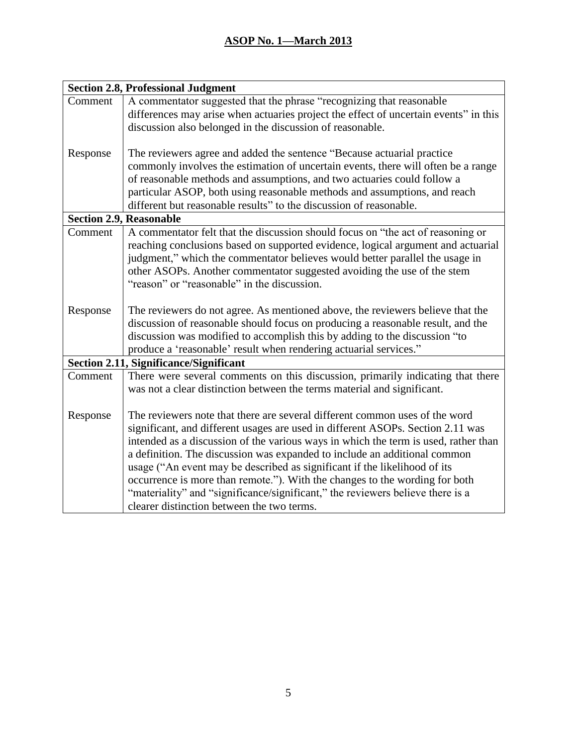| **Section 2.8, Professional Judgment** | |
| --- | --- |
| Comment | A commentator suggested that the phrase "recognizing that reasonable differences may arise when actuaries project the effect of uncertain events" in this discussion also belonged in the discussion of reasonable. |
| Response | The reviewers agree and added the sentence "Because actuarial practice commonly involves the estimation of uncertain events, there will often be a range of reasonable methods and assumptions, and two actuaries could follow a particular ASOP, both using reasonable methods and assumptions, and reach different but reasonable results" to the discussion of reasonable. |
| **Section 2.9, Reasonable** | |
| Comment | A commentator felt that the discussion should focus on "the act of reasoning or reaching conclusions based on supported evidence, logical argument and actuarial judgment," which the commentator believes would better parallel the usage in other ASOPs. Another commentator suggested avoiding the use of the stem "reason" or "reasonable" in the discussion. |
| Response | The reviewers do not agree. As mentioned above, the reviewers believe that the discussion of reasonable should focus on producing a reasonable result, and the discussion was modified to accomplish this by adding to the discussion "to produce a 'reasonable' result when rendering actuarial services." |
| **Section 2.11, Significance/Significant** | |
| Comment | There were several comments on this discussion, primarily indicating that there was not a clear distinction between the terms material and significant. |
| Response | The reviewers note that there are several different common uses of the word significant, and different usages are used in different ASOPs. Section 2.11 was intended as a discussion of the various ways in which the term is used, rather than a definition. The discussion was expanded to include an additional common usage ("An event may be described as significant if the likelihood of its occurrence is more than remote."). With the changes to the wording for both "materiality" and "significance/significant," the reviewers believe there is a clearer distinction between the two terms. |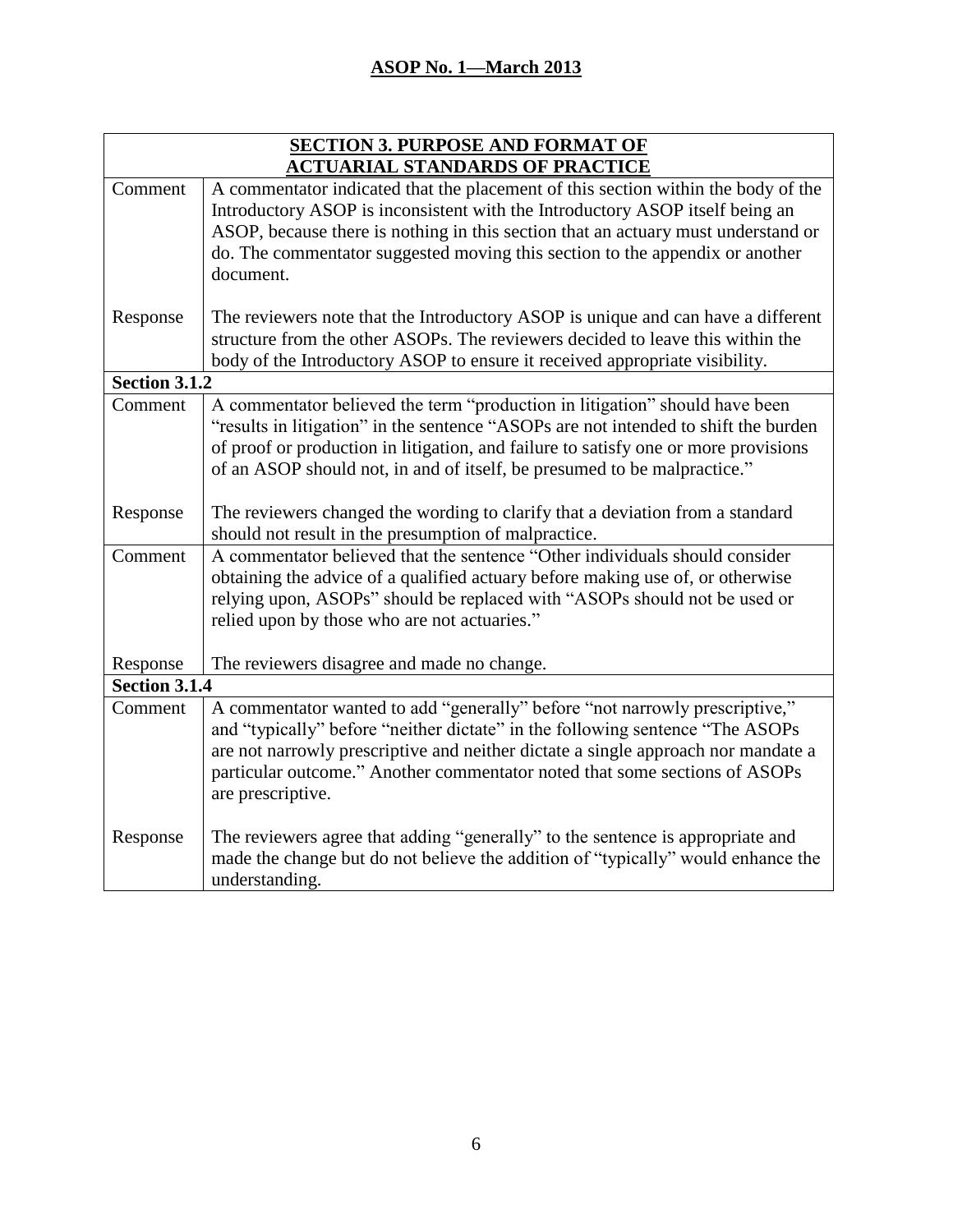| **SECTION 3. PURPOSE AND FORMAT OF ACTUARIAL STANDARDS OF PRACTICE** | |
|---|---|
| Comment | A commentator indicated that the placement of this section within the body of the Introductory ASOP is inconsistent with the Introductory ASOP itself being an ASOP, because there is nothing in this section that an actuary must understand or do. The commentator suggested moving this section to the appendix or another document. |
| Response | The reviewers note that the Introductory ASOP is unique and can have a different structure from the other ASOPs. The reviewers decided to leave this within the body of the Introductory ASOP to ensure it received appropriate visibility. |
| **Section 3.1.2** | |
| Comment | A commentator believed the term "production in litigation" should have been "results in litigation" in the sentence "ASOPs are not intended to shift the burden of proof or production in litigation, and failure to satisfy one or more provisions of an ASOP should not, in and of itself, be presumed to be malpractice." |
| Response | The reviewers changed the wording to clarify that a deviation from a standard should not result in the presumption of malpractice. |
| Comment | A commentator believed that the sentence "Other individuals should consider obtaining the advice of a qualified actuary before making use of, or otherwise relying upon, ASOPs" should be replaced with "ASOPs should not be used or relied upon by those who are not actuaries." |
| Response | The reviewers disagree and made no change. |
| **Section 3.1.4** | |
| Comment | A commentator wanted to add "generally" before "not narrowly prescriptive," and "typically" before "neither dictate" in the following sentence "The ASOPs are not narrowly prescriptive and neither dictate a single approach nor mandate a particular outcome." Another commentator noted that some sections of ASOPs are prescriptive. |
| Response | The reviewers agree that adding "generally" to the sentence is appropriate and made the change but do not believe the addition of "typically" would enhance the understanding. |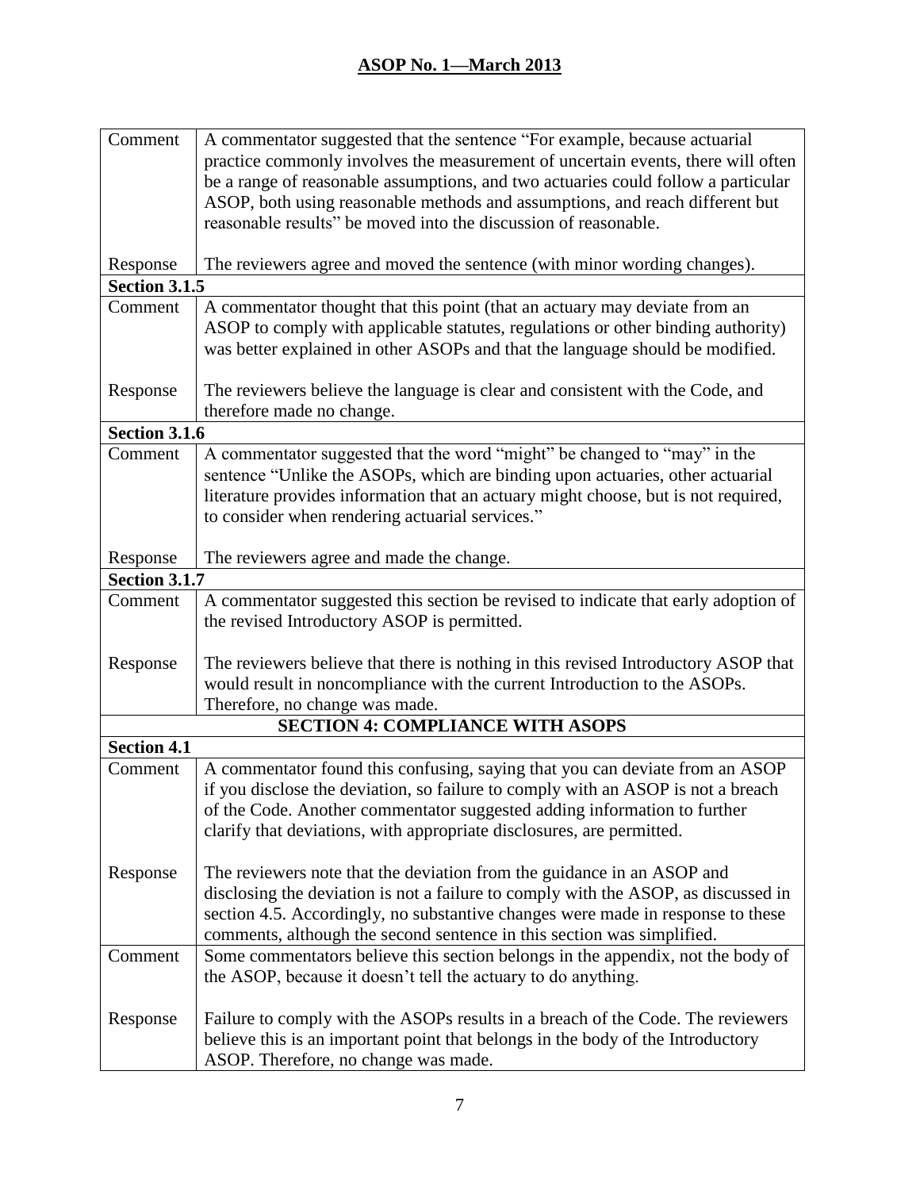| | |
|---|---|
| Comment | A commentator suggested that the sentence "For example, because actuarial practice commonly involves the measurement of uncertain events, there will often be a range of reasonable assumptions, and two actuaries could follow a particular ASOP, both using reasonable methods and assumptions, and reach different but reasonable results" be moved into the discussion of reasonable. |
| Response | The reviewers agree and moved the sentence (with minor wording changes). |
| **Section 3.1.5** | |
| Comment | A commentator thought that this point (that an actuary may deviate from an ASOP to comply with applicable statutes, regulations or other binding authority) was better explained in other ASOPs and that the language should be modified. |
| Response | The reviewers believe the language is clear and consistent with the Code, and therefore made no change. |
| **Section 3.1.6** | |
| Comment | A commentator suggested that the word "might" be changed to "may" in the sentence "Unlike the ASOPs, which are binding upon actuaries, other actuarial literature provides information that an actuary might choose, but is not required, to consider when rendering actuarial services." |
| Response | The reviewers agree and made the change. |
| **Section 3.1.7** | |
| Comment | A commentator suggested this section be revised to indicate that early adoption of the revised Introductory ASOP is permitted. |
| Response | The reviewers believe that there is nothing in this revised Introductory ASOP that would result in noncompliance with the current Introduction to the ASOPs. Therefore, no change was made. |
| **SECTION 4: COMPLIANCE WITH ASOPS** | |
| **Section 4.1** | |
| Comment | A commentator found this confusing, saying that you can deviate from an ASOP if you disclose the deviation, so failure to comply with an ASOP is not a breach of the Code. Another commentator suggested adding information to further clarify that deviations, with appropriate disclosures, are permitted. |
| Response | The reviewers note that the deviation from the guidance in an ASOP and disclosing the deviation is not a failure to comply with the ASOP, as discussed in section 4.5. Accordingly, no substantive changes were made in response to these comments, although the second sentence in this section was simplified. |
| Comment | Some commentators believe this section belongs in the appendix, not the body of the ASOP, because it doesn't tell the actuary to do anything. |
| Response | Failure to comply with the ASOPs results in a breach of the Code. The reviewers believe this is an important point that belongs in the body of the Introductory ASOP. Therefore, no change was made. |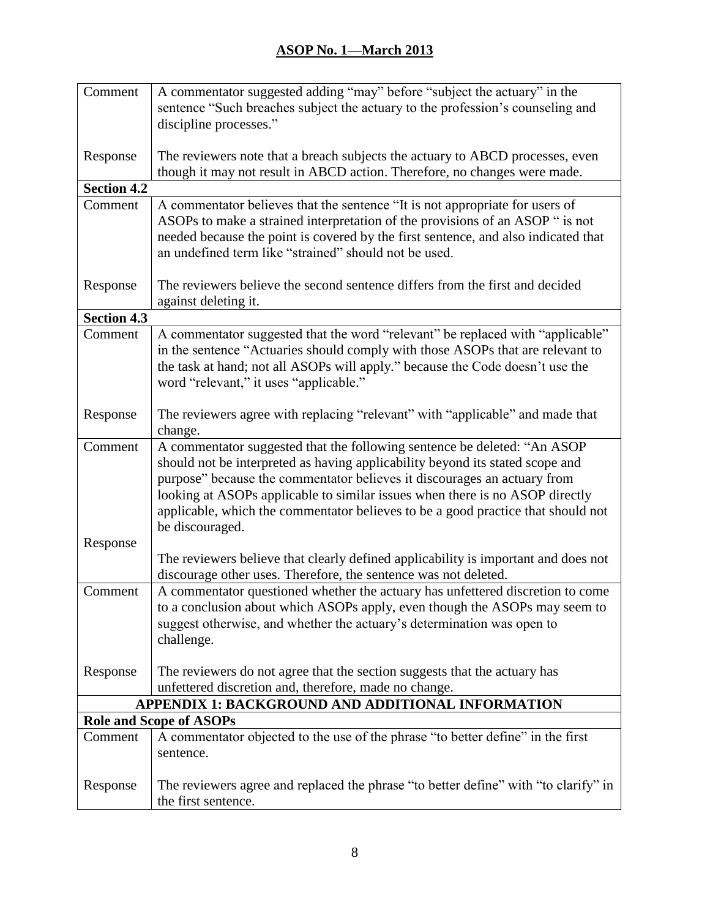| | |
|---|---|
| Comment | A commentator suggested adding “may” before “subject the actuary” in the sentence “Such breaches subject the actuary to the profession’s counseling and discipline processes.” |
| Response | The reviewers note that a breach subjects the actuary to ABCD processes, even though it may not result in ABCD action. Therefore, no changes were made. |
| **Section 4.2** | |
| Comment | A commentator believes that the sentence “It is not appropriate for users of ASOPs to make a strained interpretation of the provisions of an ASOP “ is not needed because the point is covered by the first sentence, and also indicated that an undefined term like “strained” should not be used. |
| Response | The reviewers believe the second sentence differs from the first and decided against deleting it. |
| **Section 4.3** | |
| Comment | A commentator suggested that the word “relevant” be replaced with “applicable” in the sentence “Actuaries should comply with those ASOPs that are relevant to the task at hand; not all ASOPs will apply.” because the Code doesn’t use the word “relevant,” it uses “applicable.” |
| Response | The reviewers agree with replacing “relevant” with “applicable” and made that change. |
| Comment | A commentator suggested that the following sentence be deleted: “An ASOP should not be interpreted as having applicability beyond its stated scope and purpose” because the commentator believes it discourages an actuary from looking at ASOPs applicable to similar issues when there is no ASOP directly applicable, which the commentator believes to be a good practice that should not be discouraged. |
| Response | The reviewers believe that clearly defined applicability is important and does not discourage other uses. Therefore, the sentence was not deleted. |
| Comment | A commentator questioned whether the actuary has unfettered discretion to come to a conclusion about which ASOPs apply, even though the ASOPs may seem to suggest otherwise, and whether the actuary’s determination was open to challenge. |
| Response | The reviewers do not agree that the section suggests that the actuary has unfettered discretion and, therefore, made no change. |
| **APPENDIX 1: BACKGROUND AND ADDITIONAL INFORMATION** | |
| **Role and Scope of ASOPs** | |
| Comment | A commentator objected to the use of the phrase “to better define” in the first sentence. |
| Response | The reviewers agree and replaced the phrase “to better define” with “to clarify” in the first sentence. |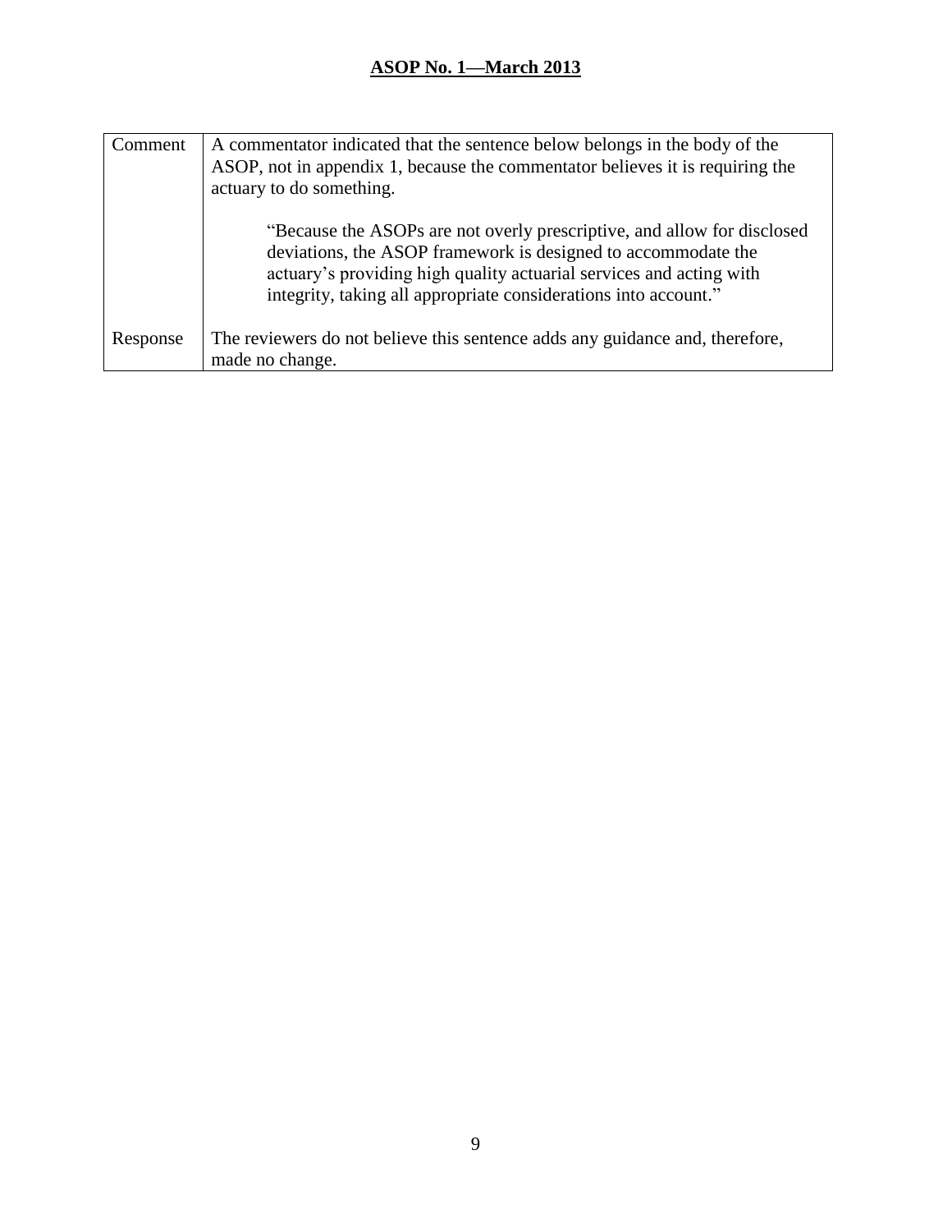| Comment | A commentator indicated that the sentence below belongs in the body of the ASOP, not in appendix 1, because the commentator believes it is requiring the actuary to do something.<br><br>"Because the ASOPs are not overly prescriptive, and allow for disclosed deviations, the ASOP framework is designed to accommodate the actuary's providing high quality actuarial services and acting with integrity, taking all appropriate considerations into account." |
|---|---|
| Response | The reviewers do not believe this sentence adds any guidance and, therefore, made no change. |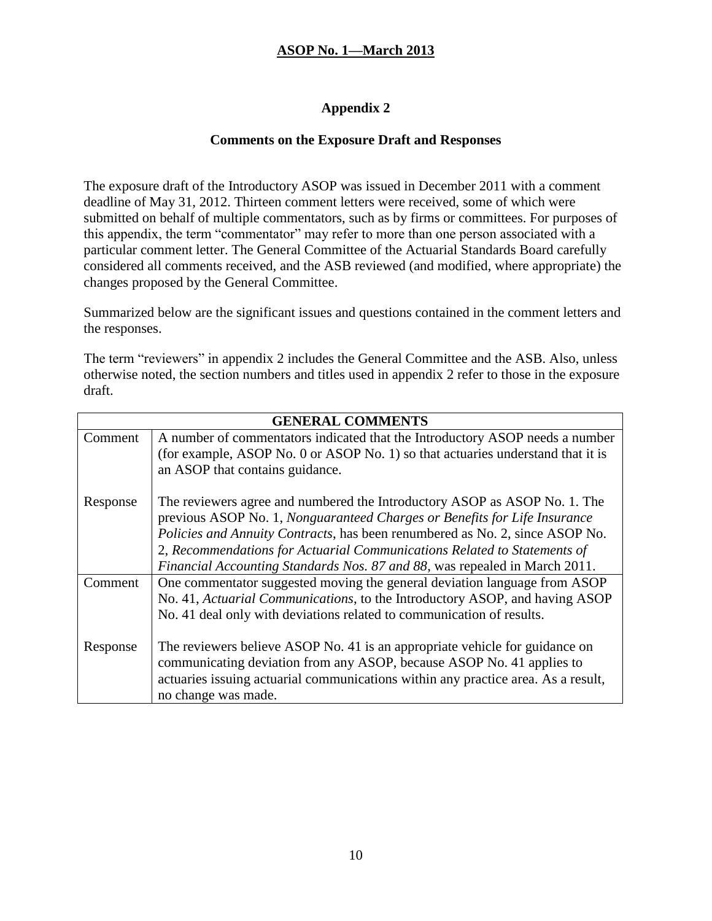## Appendix 2

### Comments on the Exposure Draft and Responses

The exposure draft of the Introductory ASOP was issued in December 2011 with a comment deadline of May 31, 2012. Thirteen comment letters were received, some of which were submitted on behalf of multiple commentators, such as by firms or committees. For purposes of this appendix, the term "commentator" may refer to more than one person associated with a particular comment letter. The General Committee of the Actuarial Standards Board carefully considered all comments received, and the ASB reviewed (and modified, where appropriate) the changes proposed by the General Committee.

Summarized below are the significant issues and questions contained in the comment letters and the responses.

The term "reviewers" in appendix 2 includes the General Committee and the ASB. Also, unless otherwise noted, the section numbers and titles used in appendix 2 refer to those in the exposure draft.

| **GENERAL COMMENTS** | |
|---|---|
| Comment | A number of commentators indicated that the Introductory ASOP needs a number (for example, ASOP No. 0 or ASOP No. 1) so that actuaries understand that it is an ASOP that contains guidance. |
| Response | The reviewers agree and numbered the Introductory ASOP as ASOP No. 1. The previous ASOP No. 1, *Nonguaranteed Charges or Benefits for Life Insurance Policies and Annuity Contracts*, has been renumbered as No. 2, since ASOP No. 2, *Recommendations for Actuarial Communications Related to Statements of Financial Accounting Standards Nos. 87 and 88*, was repealed in March 2011. |
| Comment | One commentator suggested moving the general deviation language from ASOP No. 41, *Actuarial Communications*, to the Introductory ASOP, and having ASOP No. 41 deal only with deviations related to communication of results. |
| Response | The reviewers believe ASOP No. 41 is an appropriate vehicle for guidance on communicating deviation from any ASOP, because ASOP No. 41 applies to actuaries issuing actuarial communications within any practice area. As a result, no change was made. |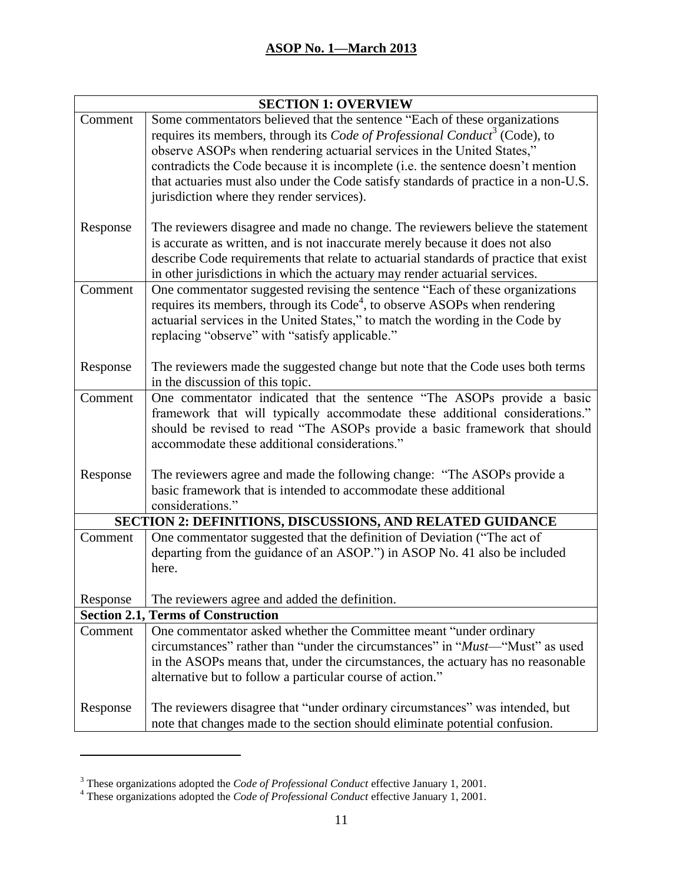| SECTION 1: OVERVIEW | |
|---|---|
| Comment | Some commentators believed that the sentence "Each of these organizations requires its members, through its *Code of Professional Conduct*[3] (Code), to observe ASOPs when rendering actuarial services in the United States," contradicts the Code because it is incomplete (i.e. the sentence doesn't mention that actuaries must also under the Code satisfy standards of practice in a non-U.S. jurisdiction where they render services). |
| Response | The reviewers disagree and made no change. The reviewers believe the statement is accurate as written, and is not inaccurate merely because it does not also describe Code requirements that relate to actuarial standards of practice that exist in other jurisdictions in which the actuary may render actuarial services. |
| Comment | One commentator suggested revising the sentence "Each of these organizations requires its members, through its Code[4], to observe ASOPs when rendering actuarial services in the United States," to match the wording in the Code by replacing "observe" with "satisfy applicable." |
| Response | The reviewers made the suggested change but note that the Code uses both terms in the discussion of this topic. |
| Comment | One commentator indicated that the sentence "The ASOPs provide a basic framework that will typically accommodate these additional considerations." should be revised to read "The ASOPs provide a basic framework that should accommodate these additional considerations." |
| Response | The reviewers agree and made the following change: "The ASOPs provide a basic framework that is intended to accommodate these additional considerations." |
| **SECTION 2: DEFINITIONS, DISCUSSIONS, AND RELATED GUIDANCE** | |
| Comment | One commentator suggested that the definition of Deviation ("The act of departing from the guidance of an ASOP.") in ASOP No. 41 also be included here. |
| Response | The reviewers agree and added the definition. |
| **Section 2.1, Terms of Construction** | |
| Comment | One commentator asked whether the Committee meant "under ordinary circumstances" rather than "under the circumstances" in "*Must*—"Must" as used in the ASOPs means that, under the circumstances, the actuary has no reasonable alternative but to follow a particular course of action." |
| Response | The reviewers disagree that "under ordinary circumstances" was intended, but note that changes made to the section should eliminate potential confusion. |

[3] These organizations adopted the *Code of Professional Conduct* effective January 1, 2001.
[4] These organizations adopted the *Code of Professional Conduct* effective January 1, 2001.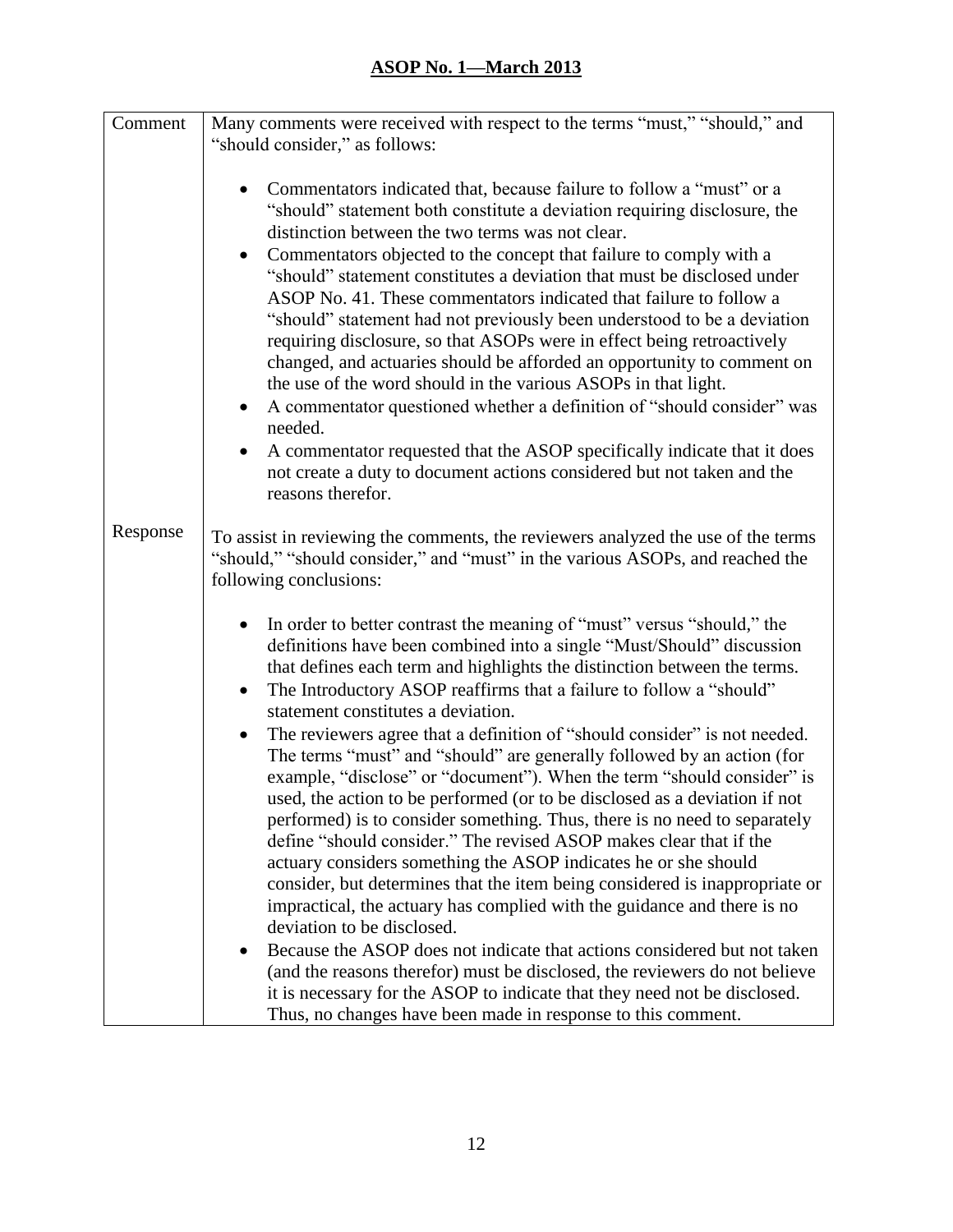| Comment | Many comments were received with respect to the terms "must," "should," and "should consider," as follows:<br><br>• Commentators indicated that, because failure to follow a "must" or a "should" statement both constitute a deviation requiring disclosure, the distinction between the two terms was not clear.<br>• Commentators objected to the concept that failure to comply with a "should" statement constitutes a deviation that must be disclosed under ASOP No. 41. These commentators indicated that failure to follow a "should" statement had not previously been understood to be a deviation requiring disclosure, so that ASOPs were in effect being retroactively changed, and actuaries should be afforded an opportunity to comment on the use of the word should in the various ASOPs in that light.<br>• A commentator questioned whether a definition of "should consider" was needed.<br>• A commentator requested that the ASOP specifically indicate that it does not create a duty to document actions considered but not taken and the reasons therefor. |
|---|---|
| Response | To assist in reviewing the comments, the reviewers analyzed the use of the terms "should," "should consider," and "must" in the various ASOPs, and reached the following conclusions:<br><br>• In order to better contrast the meaning of "must" versus "should," the definitions have been combined into a single "Must/Should" discussion that defines each term and highlights the distinction between the terms.<br>• The Introductory ASOP reaffirms that a failure to follow a "should" statement constitutes a deviation.<br>• The reviewers agree that a definition of "should consider" is not needed. The terms "must" and "should" are generally followed by an action (for example, "disclose" or "document"). When the term "should consider" is used, the action to be performed (or to be disclosed as a deviation if not performed) is to consider something. Thus, there is no need to separately define "should consider." The revised ASOP makes clear that if the actuary considers something the ASOP indicates he or she should consider, but determines that the item being considered is inappropriate or impractical, the actuary has complied with the guidance and there is no deviation to be disclosed.<br>• Because the ASOP does not indicate that actions considered but not taken (and the reasons therefor) must be disclosed, the reviewers do not believe it is necessary for the ASOP to indicate that they need not be disclosed. Thus, no changes have been made in response to this comment. |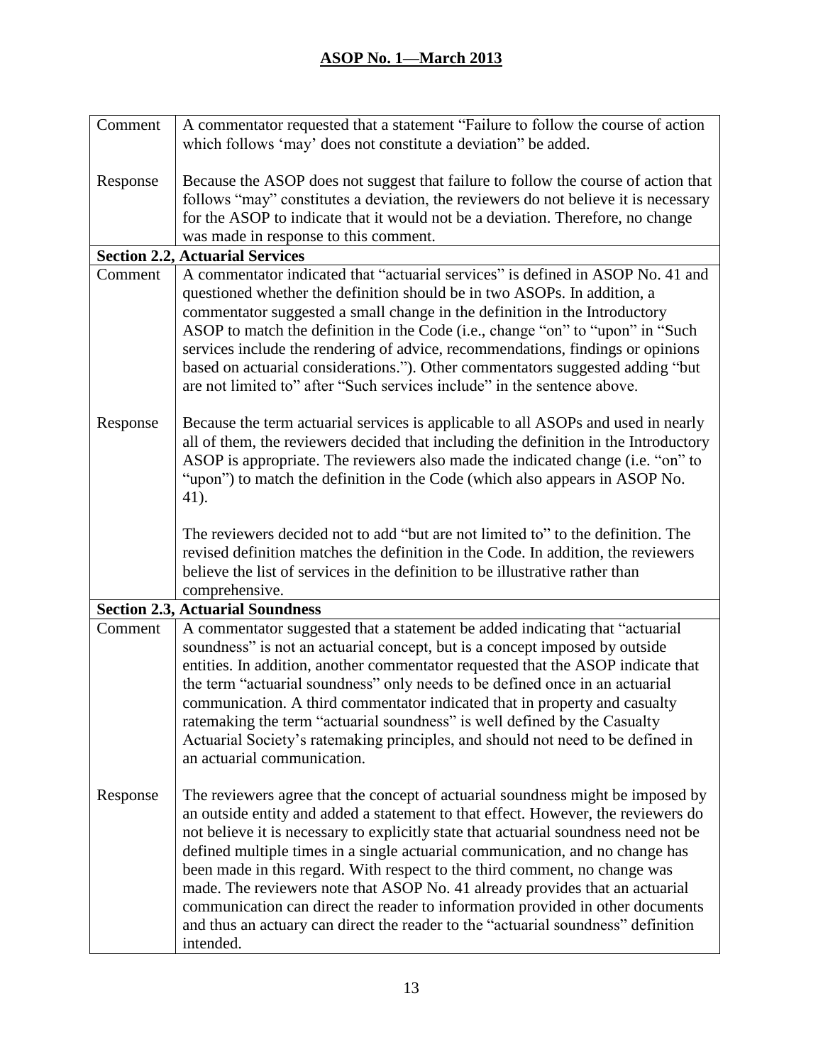| | |
|---|---|
| Comment | A commentator requested that a statement "Failure to follow the course of action which follows 'may' does not constitute a deviation" be added. |
| Response | Because the ASOP does not suggest that failure to follow the course of action that follows "may" constitutes a deviation, the reviewers do not believe it is necessary for the ASOP to indicate that it would not be a deviation. Therefore, no change was made in response to this comment. |
| **Section 2.2, Actuarial Services** | |
| Comment | A commentator indicated that "actuarial services" is defined in ASOP No. 41 and questioned whether the definition should be in two ASOPs. In addition, a commentator suggested a small change in the definition in the Introductory ASOP to match the definition in the Code (i.e., change "on" to "upon" in "Such services include the rendering of advice, recommendations, findings or opinions based on actuarial considerations."). Other commentators suggested adding "but are not limited to" after "Such services include" in the sentence above. |
| Response | Because the term actuarial services is applicable to all ASOPs and used in nearly all of them, the reviewers decided that including the definition in the Introductory ASOP is appropriate. The reviewers also made the indicated change (i.e. "on" to "upon") to match the definition in the Code (which also appears in ASOP No. 41).<br><br>The reviewers decided not to add "but are not limited to" to the definition. The revised definition matches the definition in the Code. In addition, the reviewers believe the list of services in the definition to be illustrative rather than comprehensive. |
| **Section 2.3, Actuarial Soundness** | |
| Comment | A commentator suggested that a statement be added indicating that "actuarial soundness" is not an actuarial concept, but is a concept imposed by outside entities. In addition, another commentator requested that the ASOP indicate that the term "actuarial soundness" only needs to be defined once in an actuarial communication. A third commentator indicated that in property and casualty ratemaking the term "actuarial soundness" is well defined by the Casualty Actuarial Society's ratemaking principles, and should not need to be defined in an actuarial communication. |
| Response | The reviewers agree that the concept of actuarial soundness might be imposed by an outside entity and added a statement to that effect. However, the reviewers do not believe it is necessary to explicitly state that actuarial soundness need not be defined multiple times in a single actuarial communication, and no change has been made in this regard. With respect to the third comment, no change was made. The reviewers note that ASOP No. 41 already provides that an actuarial communication can direct the reader to information provided in other documents and thus an actuary can direct the reader to the "actuarial soundness" definition intended. |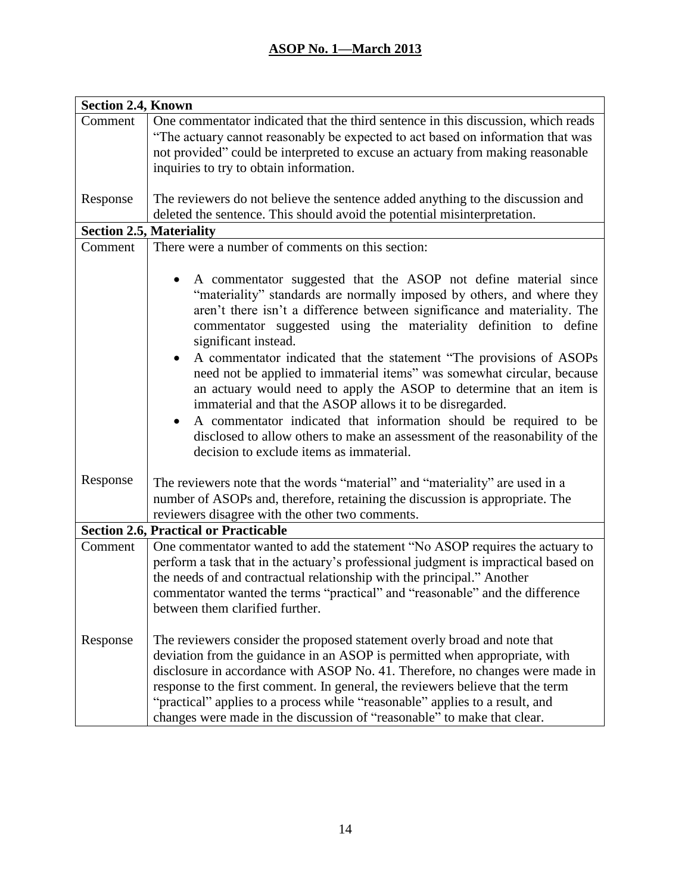| **Section 2.4, Known** | |
|---|---|
| Comment | One commentator indicated that the third sentence in this discussion, which reads "The actuary cannot reasonably be expected to act based on information that was not provided" could be interpreted to excuse an actuary from making reasonable inquiries to try to obtain information. |
| Response | The reviewers do not believe the sentence added anything to the discussion and deleted the sentence. This should avoid the potential misinterpretation. |
| **Section 2.5, Materiality** | |
| Comment | There were a number of comments on this section:<br>• A commentator suggested that the ASOP not define material since "materiality" standards are normally imposed by others, and where they aren't there isn't a difference between significance and materiality. The commentator suggested using the materiality definition to define significant instead.<br>• A commentator indicated that the statement "The provisions of ASOPs need not be applied to immaterial items" was somewhat circular, because an actuary would need to apply the ASOP to determine that an item is immaterial and that the ASOP allows it to be disregarded.<br>• A commentator indicated that information should be required to be disclosed to allow others to make an assessment of the reasonability of the decision to exclude items as immaterial. |
| Response | The reviewers note that the words "material" and "materiality" are used in a number of ASOPs and, therefore, retaining the discussion is appropriate. The reviewers disagree with the other two comments. |
| **Section 2.6, Practical or Practicable** | |
| Comment | One commentator wanted to add the statement "No ASOP requires the actuary to perform a task that in the actuary's professional judgment is impractical based on the needs of and contractual relationship with the principal." Another commentator wanted the terms "practical" and "reasonable" and the difference between them clarified further. |
| Response | The reviewers consider the proposed statement overly broad and note that deviation from the guidance in an ASOP is permitted when appropriate, with disclosure in accordance with ASOP No. 41. Therefore, no changes were made in response to the first comment. In general, the reviewers believe that the term "practical" applies to a process while "reasonable" applies to a result, and changes were made in the discussion of "reasonable" to make that clear. |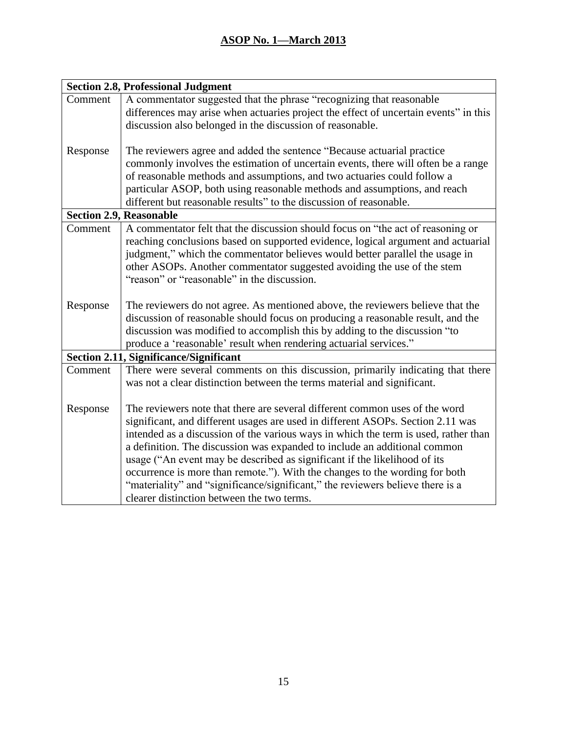| Section 2.8, Professional Judgment | |
|---|---|
| Comment | A commentator suggested that the phrase "recognizing that reasonable differences may arise when actuaries project the effect of uncertain events" in this discussion also belonged in the discussion of reasonable. |
| Response | The reviewers agree and added the sentence "Because actuarial practice commonly involves the estimation of uncertain events, there will often be a range of reasonable methods and assumptions, and two actuaries could follow a particular ASOP, both using reasonable methods and assumptions, and reach different but reasonable results" to the discussion of reasonable. |
| **Section 2.9, Reasonable** | |
| Comment | A commentator felt that the discussion should focus on "the act of reasoning or reaching conclusions based on supported evidence, logical argument and actuarial judgment," which the commentator believes would better parallel the usage in other ASOPs. Another commentator suggested avoiding the use of the stem "reason" or "reasonable" in the discussion. |
| Response | The reviewers do not agree. As mentioned above, the reviewers believe that the discussion of reasonable should focus on producing a reasonable result, and the discussion was modified to accomplish this by adding to the discussion "to produce a 'reasonable' result when rendering actuarial services." |
| **Section 2.11, Significance/Significant** | |
| Comment | There were several comments on this discussion, primarily indicating that there was not a clear distinction between the terms material and significant. |
| Response | The reviewers note that there are several different common uses of the word significant, and different usages are used in different ASOPs. Section 2.11 was intended as a discussion of the various ways in which the term is used, rather than a definition. The discussion was expanded to include an additional common usage ("An event may be described as significant if the likelihood of its occurrence is more than remote."). With the changes to the wording for both "materiality" and "significance/significant," the reviewers believe there is a clearer distinction between the two terms. |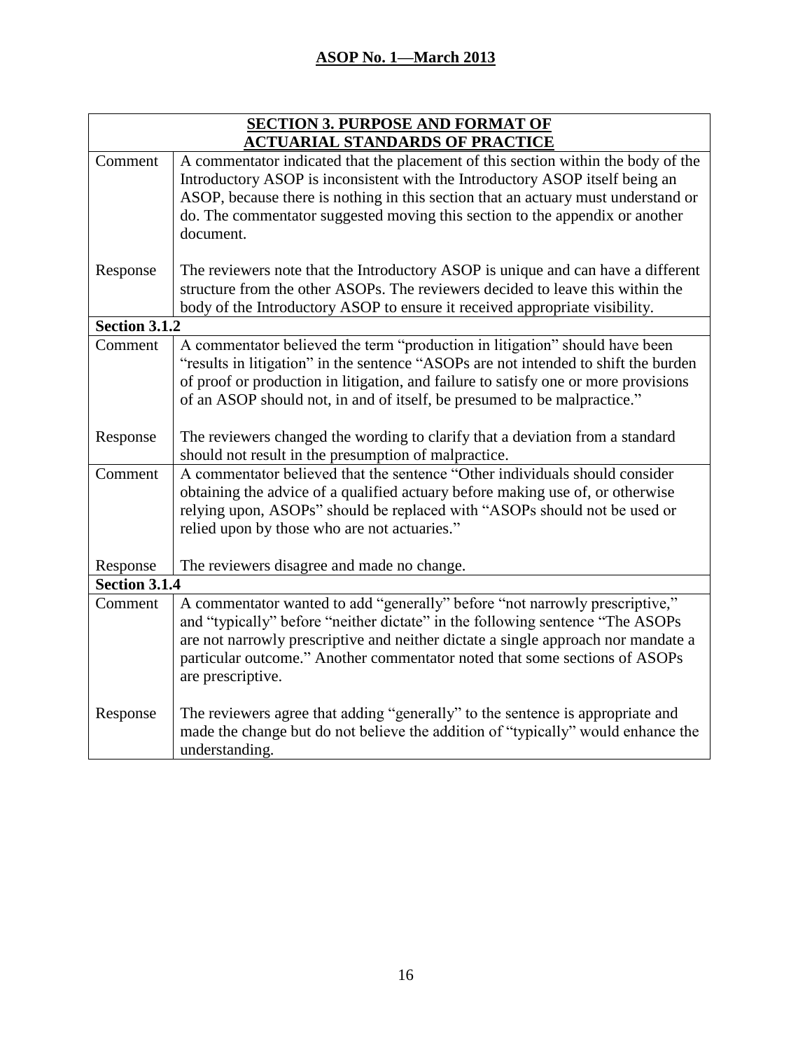| SECTION 3. PURPOSE AND FORMAT OF ACTUARIAL STANDARDS OF PRACTICE | |
|---|---|
| Comment | A commentator indicated that the placement of this section within the body of the Introductory ASOP is inconsistent with the Introductory ASOP itself being an ASOP, because there is nothing in this section that an actuary must understand or do. The commentator suggested moving this section to the appendix or another document. |
| Response | The reviewers note that the Introductory ASOP is unique and can have a different structure from the other ASOPs. The reviewers decided to leave this within the body of the Introductory ASOP to ensure it received appropriate visibility. |
| **Section 3.1.2** | |
| Comment | A commentator believed the term "production in litigation" should have been "results in litigation" in the sentence "ASOPs are not intended to shift the burden of proof or production in litigation, and failure to satisfy one or more provisions of an ASOP should not, in and of itself, be presumed to be malpractice." |
| Response | The reviewers changed the wording to clarify that a deviation from a standard should not result in the presumption of malpractice. |
| Comment | A commentator believed that the sentence "Other individuals should consider obtaining the advice of a qualified actuary before making use of, or otherwise relying upon, ASOPs" should be replaced with "ASOPs should not be used or relied upon by those who are not actuaries." |
| Response | The reviewers disagree and made no change. |
| **Section 3.1.4** | |
| Comment | A commentator wanted to add "generally" before "not narrowly prescriptive," and "typically" before "neither dictate" in the following sentence "The ASOPs are not narrowly prescriptive and neither dictate a single approach nor mandate a particular outcome." Another commentator noted that some sections of ASOPs are prescriptive. |
| Response | The reviewers agree that adding "generally" to the sentence is appropriate and made the change but do not believe the addition of "typically" would enhance the understanding. |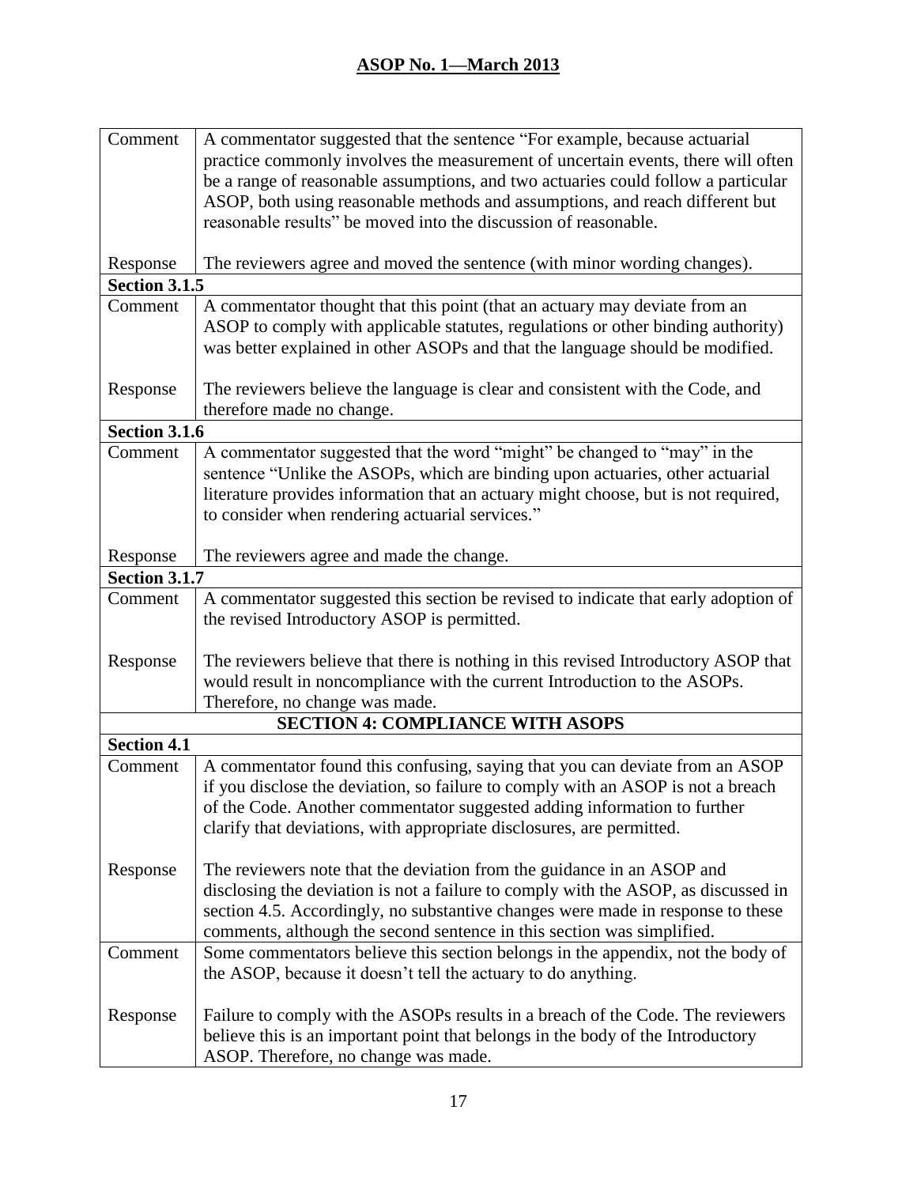| | |
|---|---|
| Comment | A commentator suggested that the sentence "For example, because actuarial practice commonly involves the measurement of uncertain events, there will often be a range of reasonable assumptions, and two actuaries could follow a particular ASOP, both using reasonable methods and assumptions, and reach different but reasonable results" be moved into the discussion of reasonable. |
| Response | The reviewers agree and moved the sentence (with minor wording changes). |
| **Section 3.1.5** | |
| Comment | A commentator thought that this point (that an actuary may deviate from an ASOP to comply with applicable statutes, regulations or other binding authority) was better explained in other ASOPs and that the language should be modified. |
| Response | The reviewers believe the language is clear and consistent with the Code, and therefore made no change. |
| **Section 3.1.6** | |
| Comment | A commentator suggested that the word "might" be changed to "may" in the sentence "Unlike the ASOPs, which are binding upon actuaries, other actuarial literature provides information that an actuary might choose, but is not required, to consider when rendering actuarial services." |
| Response | The reviewers agree and made the change. |
| **Section 3.1.7** | |
| Comment | A commentator suggested this section be revised to indicate that early adoption of the revised Introductory ASOP is permitted. |
| Response | The reviewers believe that there is nothing in this revised Introductory ASOP that would result in noncompliance with the current Introduction to the ASOPs. Therefore, no change was made. |
| **SECTION 4: COMPLIANCE WITH ASOPS** | |
| **Section 4.1** | |
| Comment | A commentator found this confusing, saying that you can deviate from an ASOP if you disclose the deviation, so failure to comply with an ASOP is not a breach of the Code. Another commentator suggested adding information to further clarify that deviations, with appropriate disclosures, are permitted. |
| Response | The reviewers note that the deviation from the guidance in an ASOP and disclosing the deviation is not a failure to comply with the ASOP, as discussed in section 4.5. Accordingly, no substantive changes were made in response to these comments, although the second sentence in this section was simplified. |
| Comment | Some commentators believe this section belongs in the appendix, not the body of the ASOP, because it doesn't tell the actuary to do anything. |
| Response | Failure to comply with the ASOPs results in a breach of the Code. The reviewers believe this is an important point that belongs in the body of the Introductory ASOP. Therefore, no change was made. |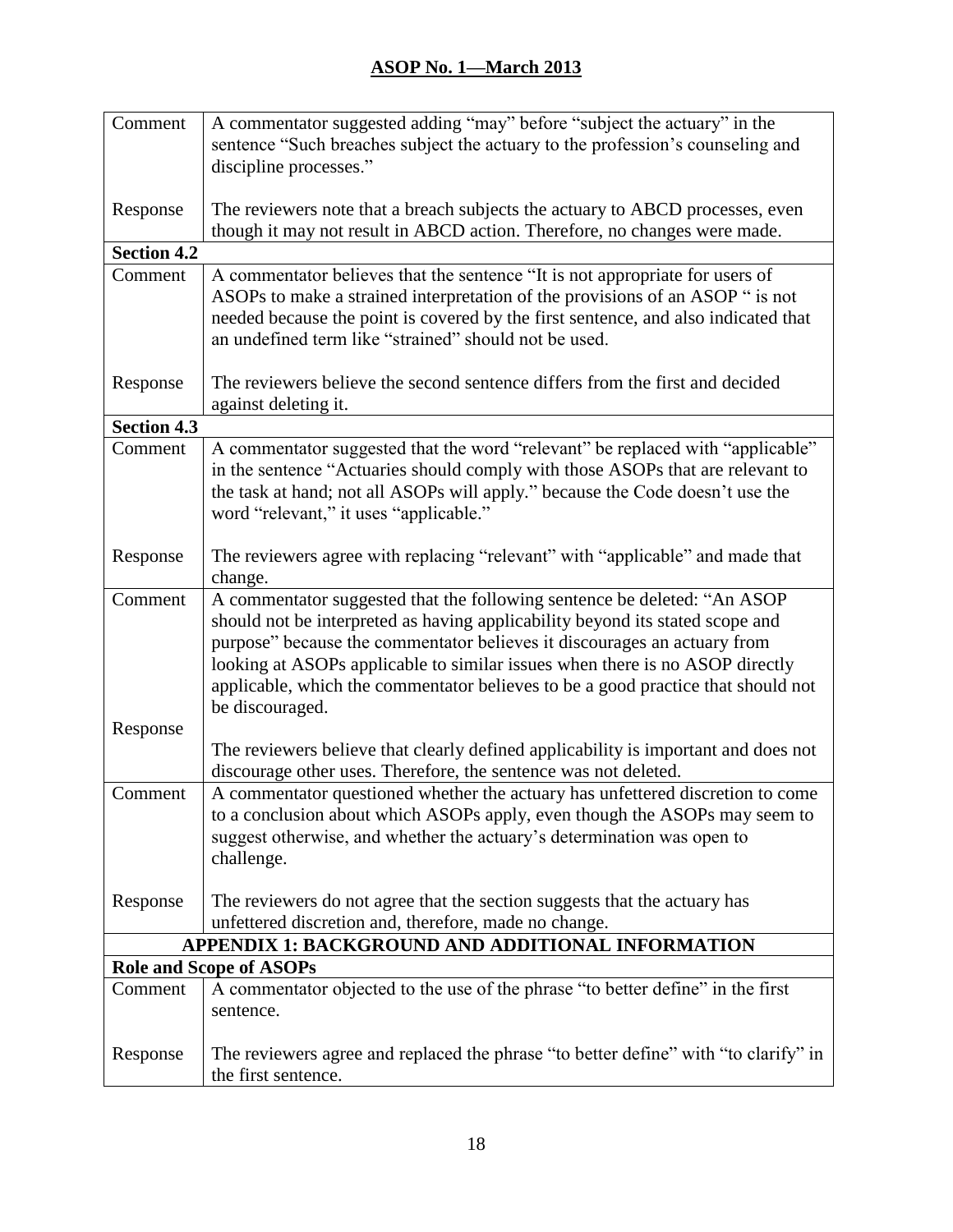| | |
|---|---|
| Comment | A commentator suggested adding “may” before “subject the actuary” in the sentence “Such breaches subject the actuary to the profession’s counseling and discipline processes.” |
| Response | The reviewers note that a breach subjects the actuary to ABCD processes, even though it may not result in ABCD action. Therefore, no changes were made. |
| **Section 4.2** | |
| Comment | A commentator believes that the sentence “It is not appropriate for users of ASOPs to make a strained interpretation of the provisions of an ASOP “ is not needed because the point is covered by the first sentence, and also indicated that an undefined term like “strained” should not be used. |
| Response | The reviewers believe the second sentence differs from the first and decided against deleting it. |
| **Section 4.3** | |
| Comment | A commentator suggested that the word “relevant” be replaced with “applicable” in the sentence “Actuaries should comply with those ASOPs that are relevant to the task at hand; not all ASOPs will apply.” because the Code doesn’t use the word “relevant,” it uses “applicable.” |
| Response | The reviewers agree with replacing “relevant” with “applicable” and made that change. |
| Comment | A commentator suggested that the following sentence be deleted: “An ASOP should not be interpreted as having applicability beyond its stated scope and purpose” because the commentator believes it discourages an actuary from looking at ASOPs applicable to similar issues when there is no ASOP directly applicable, which the commentator believes to be a good practice that should not be discouraged. |
| Response | The reviewers believe that clearly defined applicability is important and does not discourage other uses. Therefore, the sentence was not deleted. |
| Comment | A commentator questioned whether the actuary has unfettered discretion to come to a conclusion about which ASOPs apply, even though the ASOPs may seem to suggest otherwise, and whether the actuary’s determination was open to challenge. |
| Response | The reviewers do not agree that the section suggests that the actuary has unfettered discretion and, therefore, made no change. |
| **APPENDIX 1: BACKGROUND AND ADDITIONAL INFORMATION** | |
| **Role and Scope of ASOPs** | |
| Comment | A commentator objected to the use of the phrase “to better define” in the first sentence. |
| Response | The reviewers agree and replaced the phrase “to better define” with “to clarify” in the first sentence. |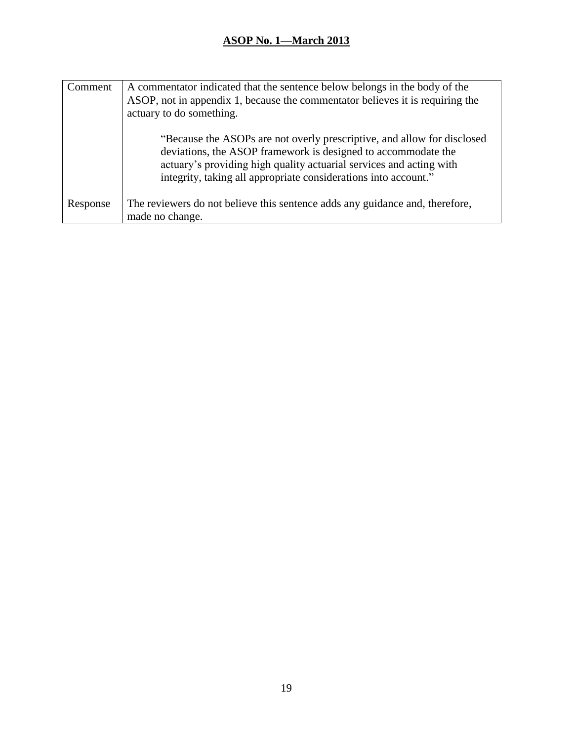| | |
|---|---|
| Comment | A commentator indicated that the sentence below belongs in the body of the ASOP, not in appendix 1, because the commentator believes it is requiring the actuary to do something.<br><br>"Because the ASOPs are not overly prescriptive, and allow for disclosed deviations, the ASOP framework is designed to accommodate the actuary's providing high quality actuarial services and acting with integrity, taking all appropriate considerations into account." |
| Response | The reviewers do not believe this sentence adds any guidance and, therefore, made no change. |